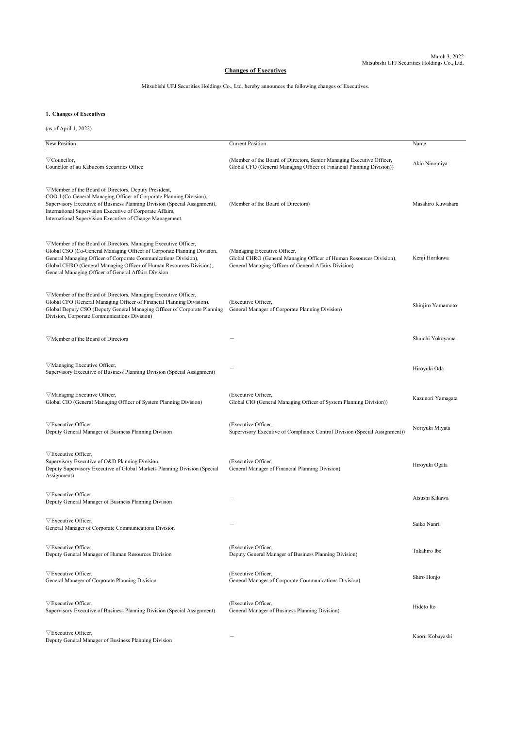March 3, 2022
Mitsubishi UFJ Securities Holdings Co., Ltd.

# Changes of Executives

Mitsubishi UFJ Securities Holdings Co., Ltd. hereby announces the following changes of Executives.

## 1. Changes of Executives

(as of April 1, 2022)

| New Position | Current Position | Name |
|---|---|---|
| ▽Councilor, Councilor of au Kabucom Securities Office | (Member of the Board of Directors, Senior Managing Executive Officer, Global CFO (General Managing Officer of Financial Planning Division)) | Akio Ninomiya |
| ▽Member of the Board of Directors, Deputy President, COO-I (Co-General Managing Officer of Corporate Planning Division), Supervisory Executive of Business Planning Division (Special Assignment), International Supervision Executive of Corporate Affairs, International Supervision Executive of Change Management | (Member of the Board of Directors) | Masahiro Kuwahara |
| ▽Member of the Board of Directors, Managing Executive Officer, Global CSO (Co-General Managing Officer of Corporate Planning Division, General Managing Officer of Corporate Communications Division), Global CHRO (General Managing Officer of Human Resources Division), General Managing Officer of General Affairs Division | (Managing Executive Officer, Global CHRO (General Managing Officer of Human Resources Division), General Managing Officer of General Affairs Division) | Kenji Horikawa |
| ▽Member of the Board of Directors, Managing Executive Officer, Global CFO (General Managing Officer of Financial Planning Division), Global Deputy CSO (Deputy General Managing Officer of Corporate Planning Division, Corporate Communications Division) | (Executive Officer, General Manager of Corporate Planning Division) | Shinjiro Yamamoto |
| ▽Member of the Board of Directors | — | Shuichi Yokoyama |
| ▽Managing Executive Officer, Supervisory Executive of Business Planning Division (Special Assignment) | — | Hiroyuki Oda |
| ▽Managing Executive Officer, Global CIO (General Managing Officer of System Planning Division) | (Executive Officer, Global CIO (General Managing Officer of System Planning Division)) | Kazunori Yamagata |
| ▽Executive Officer, Deputy General Manager of Business Planning Division | (Executive Officer, Supervisory Executive of Compliance Control Division (Special Assignment)) | Noriyuki Miyata |
| ▽Executive Officer, Supervisory Executive of O&D Planning Division, Deputy Supervisory Executive of Global Markets Planning Division (Special Assignment) | (Executive Officer, General Manager of Financial Planning Division) | Hiroyuki Ogata |
| ▽Executive Officer, Deputy General Manager of Business Planning Division | — | Atsushi Kikawa |
| ▽Executive Officer, General Manager of Corporate Communications Division | — | Saiko Nanri |
| ▽Executive Officer, Deputy General Manager of Human Resources Division | (Executive Officer, Deputy General Manager of Business Planning Division) | Takahiro Ibe |
| ▽Executive Officer, General Manager of Corporate Planning Division | (Executive Officer, General Manager of Corporate Communications Division) | Shiro Honjo |
| ▽Executive Officer, Supervisory Executive of Business Planning Division (Special Assignment) | (Executive Officer, General Manager of Business Planning Division) | Hideto Ito |
| ▽Executive Officer, Deputy General Manager of Business Planning Division | — | Kaoru Kobayashi |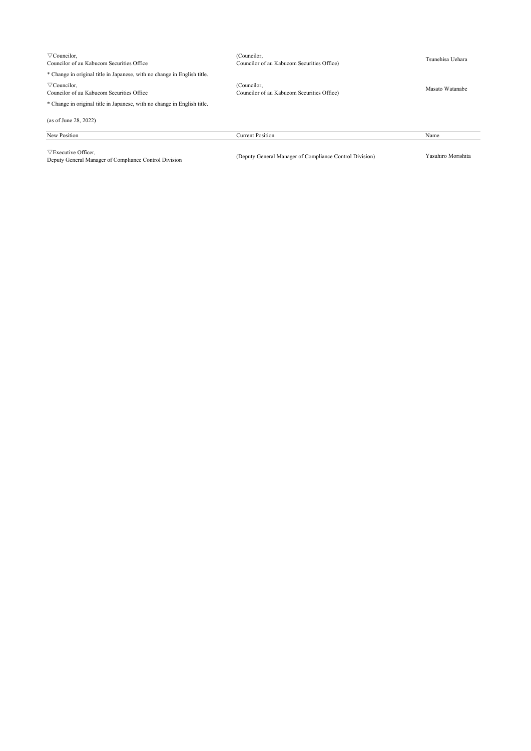| | | |
|---|---|---|
| ▽Councilor,<br>Councilor of au Kabucom Securities Office | (Councilor,<br>Councilor of au Kabucom Securities Office) | Tsunehisa Uehara |

* Change in original title in Japanese, with no change in English title.

| | | |
|---|---|---|
| ▽Councilor,<br>Councilor of au Kabucom Securities Office | (Councilor,<br>Councilor of au Kabucom Securities Office) | Masato Watanabe |

* Change in original title in Japanese, with no change in English title.

(as of June 28, 2022)

| New Position | Current Position | Name |
|---|---|---|
| ▽Executive Officer,<br>Deputy General Manager of Compliance Control Division | (Deputy General Manager of Compliance Control Division) | Yasuhiro Morishita |